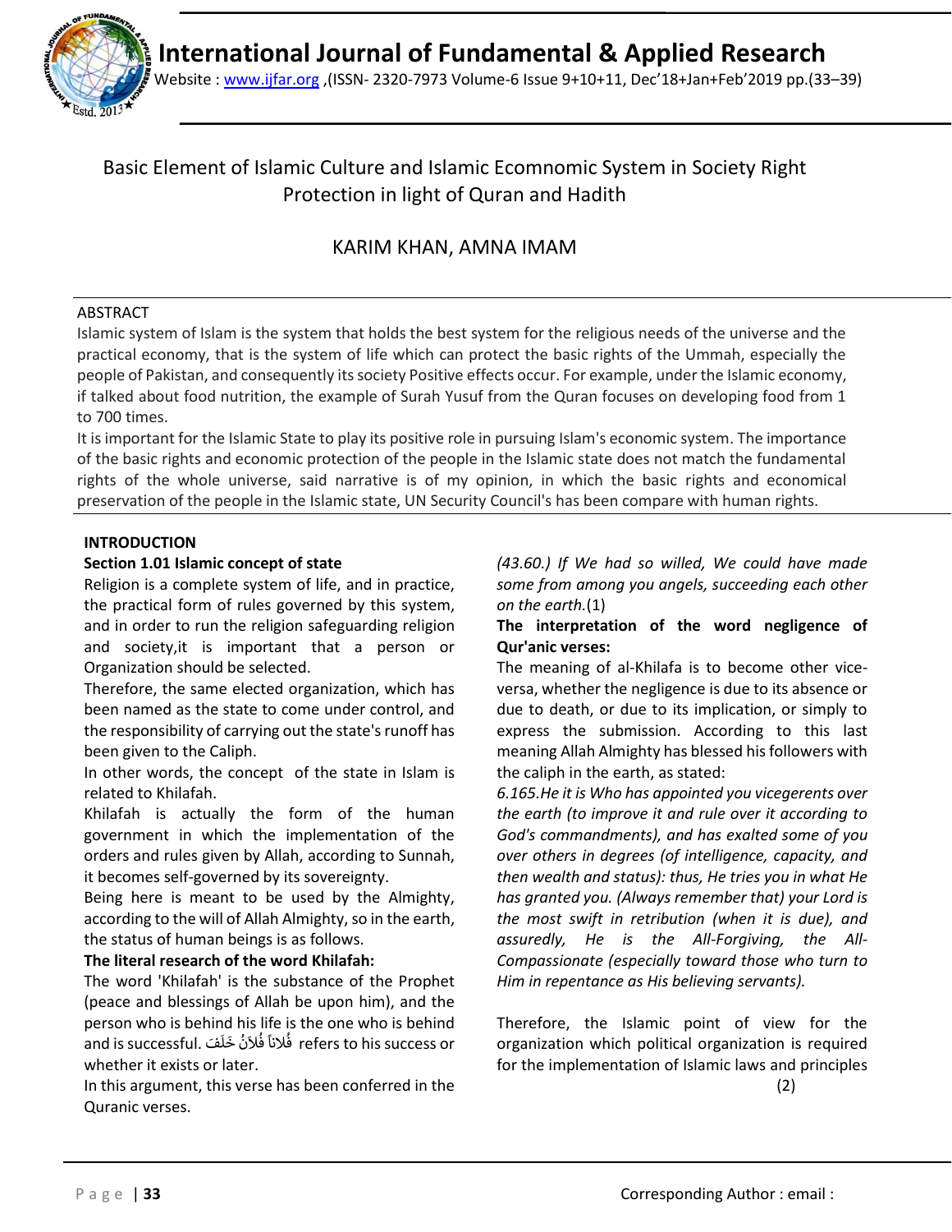# Basic Element of Islamic Culture and Islamic Ecomnomic System in Society Right Protection in light of Quran and Hadith

KARIM KHAN, AMNA IMAM

## ABSTRACT

Islamic system of Islam is the system that holds the best system for the religious needs of the universe and the practical economy, that is the system of life which can protect the basic rights of the Ummah, especially the people of Pakistan, and consequently its society Positive effects occur. For example, under the Islamic economy, if talked about food nutrition, the example of Surah Yusuf from the Quran focuses on developing food from 1 to 700 times.

It is important for the Islamic State to play its positive role in pursuing Islam's economic system. The importance of the basic rights and economic protection of the people in the Islamic state does not match the fundamental rights of the whole universe, said narrative is of my opinion, in which the basic rights and economical preservation of the people in the Islamic state, UN Security Council's has been compare with human rights.

## INTRODUCTION

### Section 1.01 Islamic concept of state

Religion is a complete system of life, and in practice, the practical form of rules governed by this system, and in order to run the religion safeguarding religion and society,it is important that a person or Organization should be selected.

Therefore, the same elected organization, which has been named as the state to come under control, and the responsibility of carrying out the state's runoff has been given to the Caliph.

In other words, the concept of the state in Islam is related to Khilafah.

Khilafah is actually the form of the human government in which the implementation of the orders and rules given by Allah, according to Sunnah, it becomes self-governed by its sovereignty.

Being here is meant to be used by the Almighty, according to the will of Allah Almighty, so in the earth, the status of human beings is as follows.

**The literal research of the word Khilafah:**

The word 'Khilafah' is the substance of the Prophet (peace and blessings of Allah be upon him), and the person who is behind his life is the one who is behind and is successful. فُلاناً فُلاَنٌ خَلَفَ refers to his success or whether it exists or later.

In this argument, this verse has been conferred in the Quranic verses.

*(43.60.) If We had so willed, We could have made some from among you angels, succeeding each other on the earth.*(1)

**The interpretation of the word negligence of Qur'anic verses:**

The meaning of al-Khilafa is to become other vice-versa, whether the negligence is due to its absence or due to death, or due to its implication, or simply to express the submission. According to this last meaning Allah Almighty has blessed his followers with the caliph in the earth, as stated:

*6.165.He it is Who has appointed you vicegerents over the earth (to improve it and rule over it according to God's commandments), and has exalted some of you over others in degrees (of intelligence, capacity, and then wealth and status): thus, He tries you in what He has granted you. (Always remember that) your Lord is the most swift in retribution (when it is due), and assuredly, He is the All-Forgiving, the All-Compassionate (especially toward those who turn to Him in repentance as His believing servants).*

Therefore, the Islamic point of view for the organization which political organization is required for the implementation of Islamic laws and principles (2)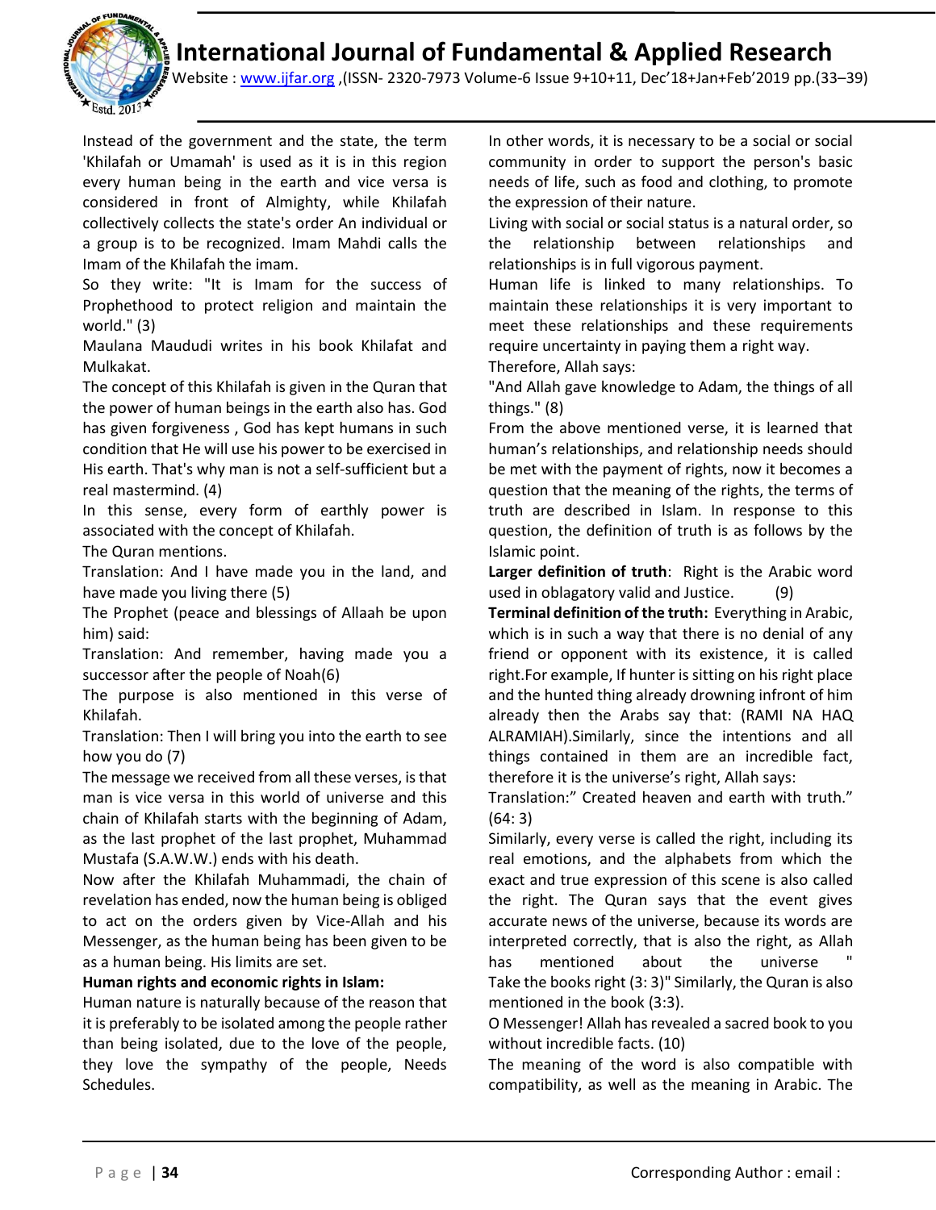Instead of the government and the state, the term 'Khilafah or Umamah' is used as it is in this region every human being in the earth and vice versa is considered in front of Almighty, while Khilafah collectively collects the state's order An individual or a group is to be recognized. Imam Mahdi calls the Imam of the Khilafah the imam.

So they write: "It is Imam for the success of Prophethood to protect religion and maintain the world." (3)

Maulana Maududi writes in his book Khilafat and Mulkakat.

The concept of this Khilafah is given in the Quran that the power of human beings in the earth also has. God has given forgiveness , God has kept humans in such condition that He will use his power to be exercised in His earth. That's why man is not a self-sufficient but a real mastermind. (4)

In this sense, every form of earthly power is associated with the concept of Khilafah.

The Quran mentions.

Translation: And I have made you in the land, and have made you living there (5)

The Prophet (peace and blessings of Allaah be upon him) said:

Translation: And remember, having made you a successor after the people of Noah(6)

The purpose is also mentioned in this verse of Khilafah.

Translation: Then I will bring you into the earth to see how you do (7)

The message we received from all these verses, is that man is vice versa in this world of universe and this chain of Khilafah starts with the beginning of Adam, as the last prophet of the last prophet, Muhammad Mustafa (S.A.W.W.) ends with his death.

Now after the Khilafah Muhammadi, the chain of revelation has ended, now the human being is obliged to act on the orders given by Vice-Allah and his Messenger, as the human being has been given to be as a human being. His limits are set.

**Human rights and economic rights in Islam:**

Human nature is naturally because of the reason that it is preferably to be isolated among the people rather than being isolated, due to the love of the people, they love the sympathy of the people, Needs Schedules.

In other words, it is necessary to be a social or social community in order to support the person's basic needs of life, such as food and clothing, to promote the expression of their nature.

Living with social or social status is a natural order, so the relationship between relationships and relationships is in full vigorous payment.

Human life is linked to many relationships. To maintain these relationships it is very important to meet these relationships and these requirements require uncertainty in paying them a right way.

Therefore, Allah says:

"And Allah gave knowledge to Adam, the things of all things." (8)

From the above mentioned verse, it is learned that human's relationships, and relationship needs should be met with the payment of rights, now it becomes a question that the meaning of the rights, the terms of truth are described in Islam. In response to this question, the definition of truth is as follows by the Islamic point.

**Larger definition of truth**: Right is the Arabic word used in oblagatory valid and Justice. (9)

**Terminal definition of the truth:** Everything in Arabic, which is in such a way that there is no denial of any friend or opponent with its existence, it is called right.For example, If hunter is sitting on his right place and the hunted thing already drowning infront of him already then the Arabs say that: (RAMI NA HAQ ALRAMIAH).Similarly, since the intentions and all things contained in them are an incredible fact, therefore it is the universe's right, Allah says:

Translation:" Created heaven and earth with truth." (64: 3)

Similarly, every verse is called the right, including its real emotions, and the alphabets from which the exact and true expression of this scene is also called the right. The Quran says that the event gives accurate news of the universe, because its words are interpreted correctly, that is also the right, as Allah has mentioned about the universe " Take the books right (3: 3)" Similarly, the Quran is also mentioned in the book (3:3).

O Messenger! Allah has revealed a sacred book to you without incredible facts. (10)

The meaning of the word is also compatible with compatibility, as well as the meaning in Arabic. The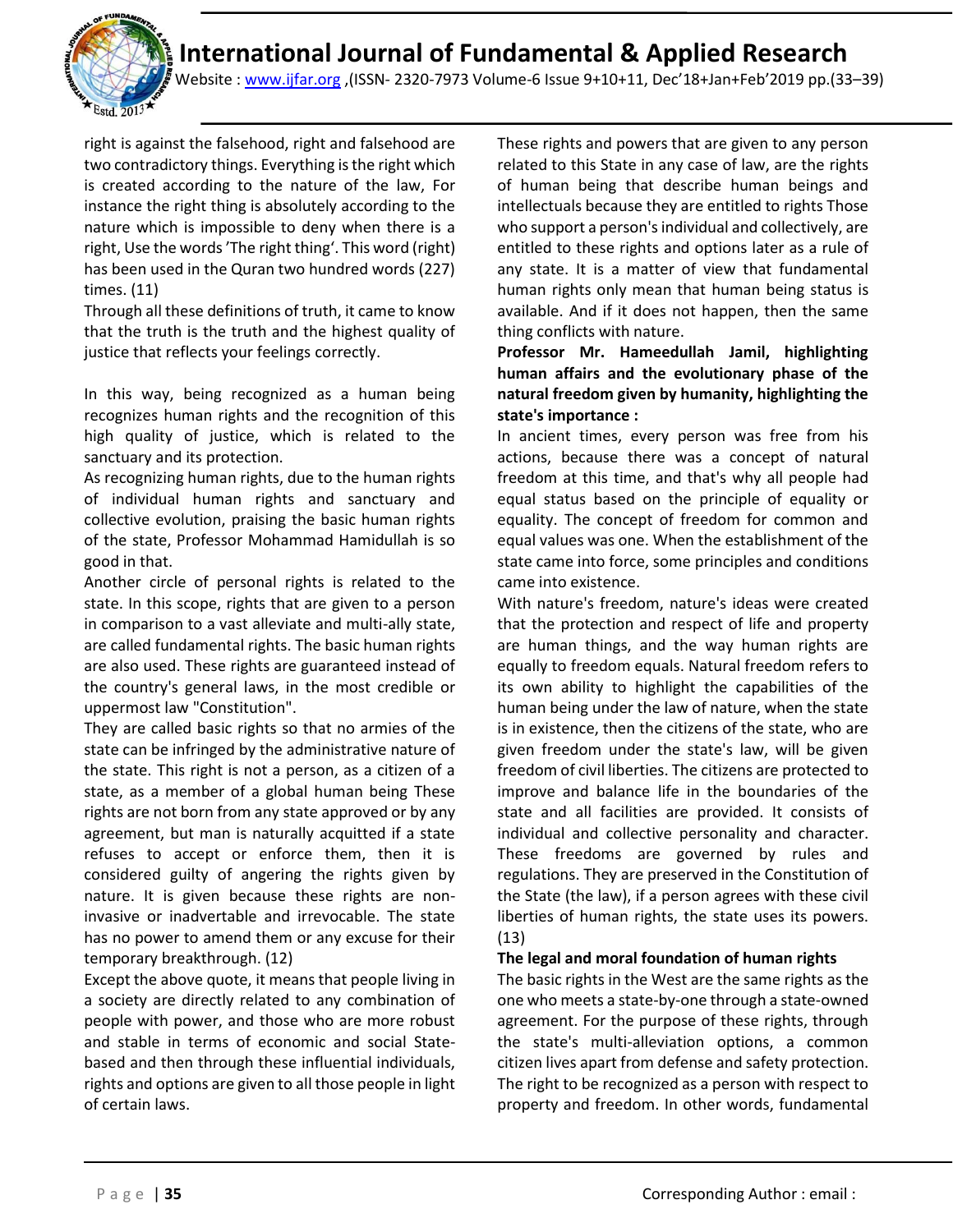right is against the falsehood, right and falsehood are two contradictory things. Everything is the right which is created according to the nature of the law, For instance the right thing is absolutely according to the nature which is impossible to deny when there is a right, Use the words 'The right thing'. This word (right) has been used in the Quran two hundred words (227) times. (11)

Through all these definitions of truth, it came to know that the truth is the truth and the highest quality of justice that reflects your feelings correctly.

In this way, being recognized as a human being recognizes human rights and the recognition of this high quality of justice, which is related to the sanctuary and its protection.

As recognizing human rights, due to the human rights of individual human rights and sanctuary and collective evolution, praising the basic human rights of the state, Professor Mohammad Hamidullah is so good in that.

Another circle of personal rights is related to the state. In this scope, rights that are given to a person in comparison to a vast alleviate and multi-ally state, are called fundamental rights. The basic human rights are also used. These rights are guaranteed instead of the country's general laws, in the most credible or uppermost law "Constitution".

They are called basic rights so that no armies of the state can be infringed by the administrative nature of the state. This right is not a person, as a citizen of a state, as a member of a global human being These rights are not born from any state approved or by any agreement, but man is naturally acquitted if a state refuses to accept or enforce them, then it is considered guilty of angering the rights given by nature. It is given because these rights are non-invasive or inadvertable and irrevocable. The state has no power to amend them or any excuse for their temporary breakthrough. (12)

Except the above quote, it means that people living in a society are directly related to any combination of people with power, and those who are more robust and stable in terms of economic and social State-based and then through these influential individuals, rights and options are given to all those people in light of certain laws.

These rights and powers that are given to any person related to this State in any case of law, are the rights of human being that describe human beings and intellectuals because they are entitled to rights Those who support a person's individual and collectively, are entitled to these rights and options later as a rule of any state. It is a matter of view that fundamental human rights only mean that human being status is available. And if it does not happen, then the same thing conflicts with nature.

**Professor Mr. Hameedullah Jamil, highlighting human affairs and the evolutionary phase of the natural freedom given by humanity, highlighting the state's importance :**

In ancient times, every person was free from his actions, because there was a concept of natural freedom at this time, and that's why all people had equal status based on the principle of equality or equality. The concept of freedom for common and equal values was one. When the establishment of the state came into force, some principles and conditions came into existence.

With nature's freedom, nature's ideas were created that the protection and respect of life and property are human things, and the way human rights are equally to freedom equals. Natural freedom refers to its own ability to highlight the capabilities of the human being under the law of nature, when the state is in existence, then the citizens of the state, who are given freedom under the state's law, will be given freedom of civil liberties. The citizens are protected to improve and balance life in the boundaries of the state and all facilities are provided. It consists of individual and collective personality and character. These freedoms are governed by rules and regulations. They are preserved in the Constitution of the State (the law), if a person agrees with these civil liberties of human rights, the state uses its powers. (13)

**The legal and moral foundation of human rights**

The basic rights in the West are the same rights as the one who meets a state-by-one through a state-owned agreement. For the purpose of these rights, through the state's multi-alleviation options, a common citizen lives apart from defense and safety protection. The right to be recognized as a person with respect to property and freedom. In other words, fundamental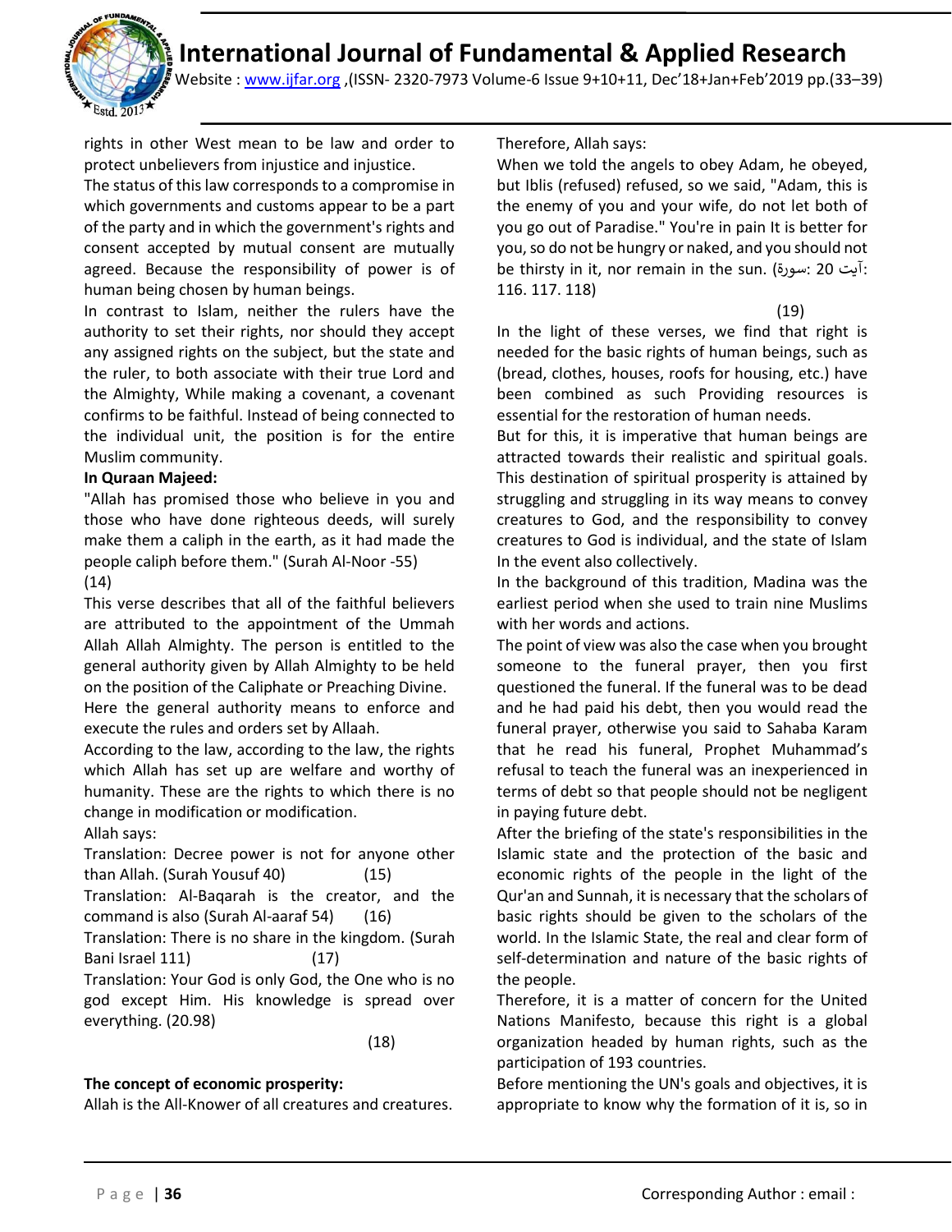rights in other West mean to be law and order to protect unbelievers from injustice and injustice.

The status of this law corresponds to a compromise in which governments and customs appear to be a part of the party and in which the government's rights and consent accepted by mutual consent are mutually agreed. Because the responsibility of power is of human being chosen by human beings.

In contrast to Islam, neither the rulers have the authority to set their rights, nor should they accept any assigned rights on the subject, but the state and the ruler, to both associate with their true Lord and the Almighty, While making a covenant, a covenant confirms to be faithful. Instead of being connected to the individual unit, the position is for the entire Muslim community.

**In Quraan Majeed:**

"Allah has promised those who believe in you and those who have done righteous deeds, will surely make them a caliph in the earth, as it had made the people caliph before them." (Surah Al-Noor -55) (14)

This verse describes that all of the faithful believers are attributed to the appointment of the Ummah Allah Allah Almighty. The person is entitled to the general authority given by Allah Almighty to be held on the position of the Caliphate or Preaching Divine.

Here the general authority means to enforce and execute the rules and orders set by Allaah.

According to the law, according to the law, the rights which Allah has set up are welfare and worthy of humanity. These are the rights to which there is no change in modification or modification.

Allah says:

Translation: Decree power is not for anyone other than Allah. (Surah Yousuf 40) (15)

Translation: Al-Baqarah is the creator, and the command is also (Surah Al-aaraf 54) (16)

Translation: There is no share in the kingdom. (Surah Bani Israel 111) (17)

Translation: Your God is only God, the One who is no god except Him. His knowledge is spread over everything. (20.98)

(18)

**The concept of economic prosperity:**

Allah is the All-Knower of all creatures and creatures.

Therefore, Allah says:

When we told the angels to obey Adam, he obeyed, but Iblis (refused) refused, so we said, "Adam, this is the enemy of you and your wife, do not let both of you go out of Paradise." You're in pain It is better for you, so do not be hungry or naked, and you should not be thirsty in it, nor remain in the sun. (سورة: 20 آیت: 116. 117. 118)

(19)

In the light of these verses, we find that right is needed for the basic rights of human beings, such as (bread, clothes, houses, roofs for housing, etc.) have been combined as such Providing resources is essential for the restoration of human needs.

But for this, it is imperative that human beings are attracted towards their realistic and spiritual goals. This destination of spiritual prosperity is attained by struggling and struggling in its way means to convey creatures to God, and the responsibility to convey creatures to God is individual, and the state of Islam In the event also collectively.

In the background of this tradition, Madina was the earliest period when she used to train nine Muslims with her words and actions.

The point of view was also the case when you brought someone to the funeral prayer, then you first questioned the funeral. If the funeral was to be dead and he had paid his debt, then you would read the funeral prayer, otherwise you said to Sahaba Karam that he read his funeral, Prophet Muhammad's refusal to teach the funeral was an inexperienced in terms of debt so that people should not be negligent in paying future debt.

After the briefing of the state's responsibilities in the Islamic state and the protection of the basic and economic rights of the people in the light of the Qur'an and Sunnah, it is necessary that the scholars of basic rights should be given to the scholars of the world. In the Islamic State, the real and clear form of self-determination and nature of the basic rights of the people.

Therefore, it is a matter of concern for the United Nations Manifesto, because this right is a global organization headed by human rights, such as the participation of 193 countries.

Before mentioning the UN's goals and objectives, it is appropriate to know why the formation of it is, so in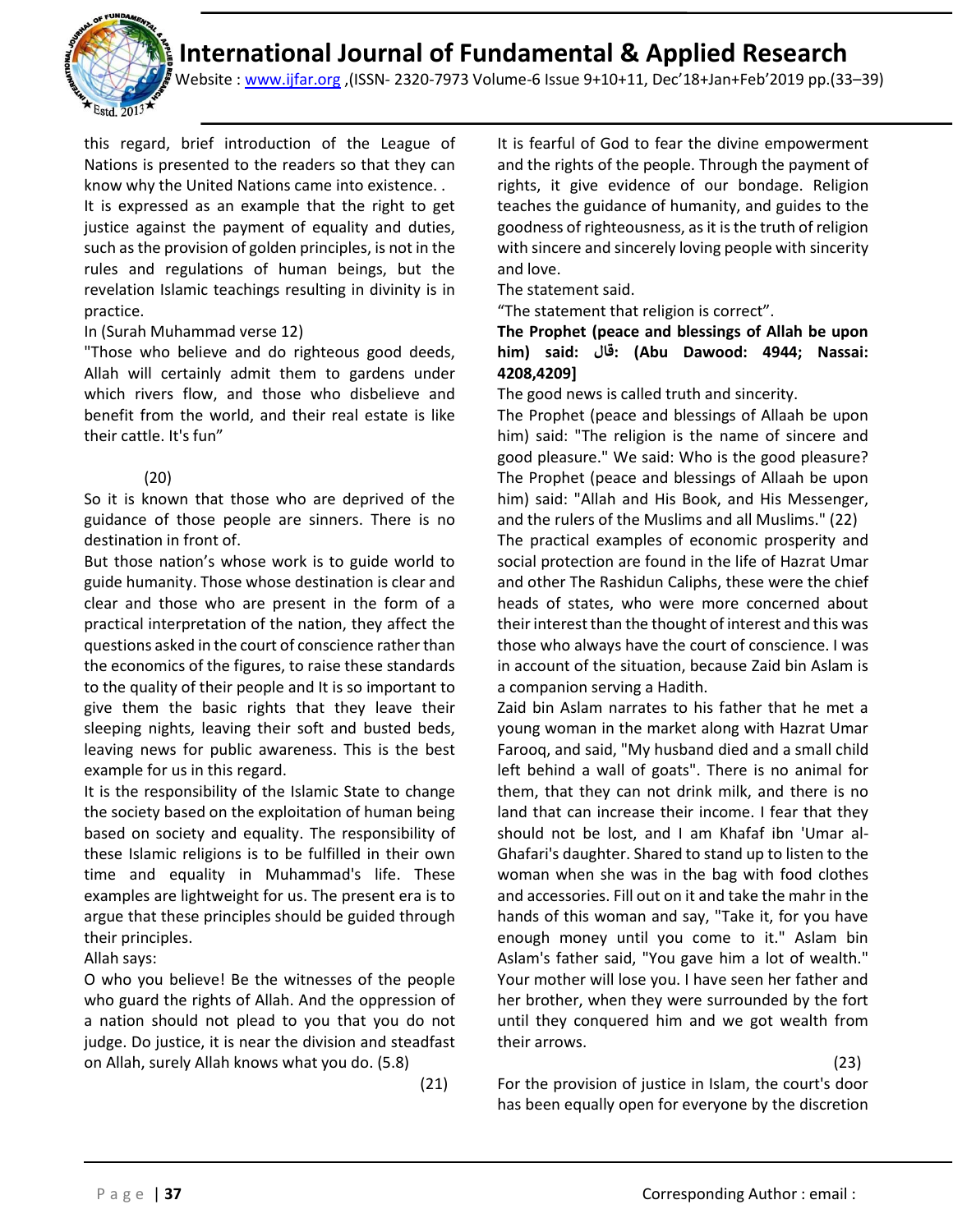this regard, brief introduction of the League of Nations is presented to the readers so that they can know why the United Nations came into existence. .

It is expressed as an example that the right to get justice against the payment of equality and duties, such as the provision of golden principles, is not in the rules and regulations of human beings, but the revelation Islamic teachings resulting in divinity is in practice.

In (Surah Muhammad verse 12)

"Those who believe and do righteous good deeds, Allah will certainly admit them to gardens under which rivers flow, and those who disbelieve and benefit from the world, and their real estate is like their cattle. It's fun"

(20)

So it is known that those who are deprived of the guidance of those people are sinners. There is no destination in front of.

But those nation's whose work is to guide world to guide humanity. Those whose destination is clear and clear and those who are present in the form of a practical interpretation of the nation, they affect the questions asked in the court of conscience rather than the economics of the figures, to raise these standards to the quality of their people and It is so important to give them the basic rights that they leave their sleeping nights, leaving their soft and busted beds, leaving news for public awareness. This is the best example for us in this regard.

It is the responsibility of the Islamic State to change the society based on the exploitation of human being based on society and equality. The responsibility of these Islamic religions is to be fulfilled in their own time and equality in Muhammad's life. These examples are lightweight for us. The present era is to argue that these principles should be guided through their principles.

Allah says:

O who you believe! Be the witnesses of the people who guard the rights of Allah. And the oppression of a nation should not plead to you that you do not judge. Do justice, it is near the division and steadfast on Allah, surely Allah knows what you do. (5.8)

(21)

It is fearful of God to fear the divine empowerment and the rights of the people. Through the payment of rights, it give evidence of our bondage. Religion teaches the guidance of humanity, and guides to the goodness of righteousness, as it is the truth of religion with sincere and sincerely loving people with sincerity and love.

The statement said.

"The statement that religion is correct".

**The Prophet (peace and blessings of Allah be upon him) said: قال: (Abu Dawood: 4944; Nassai: 4208,4209]**

The good news is called truth and sincerity.

The Prophet (peace and blessings of Allaah be upon him) said: "The religion is the name of sincere and good pleasure." We said: Who is the good pleasure? The Prophet (peace and blessings of Allaah be upon him) said: "Allah and His Book, and His Messenger, and the rulers of the Muslims and all Muslims." (22)

The practical examples of economic prosperity and social protection are found in the life of Hazrat Umar and other The Rashidun Caliphs, these were the chief heads of states, who were more concerned about their interest than the thought of interest and this was those who always have the court of conscience. I was in account of the situation, because Zaid bin Aslam is a companion serving a Hadith.

Zaid bin Aslam narrates to his father that he met a young woman in the market along with Hazrat Umar Farooq, and said, "My husband died and a small child left behind a wall of goats". There is no animal for them, that they can not drink milk, and there is no land that can increase their income. I fear that they should not be lost, and I am Khafaf ibn 'Umar al-Ghafari's daughter. Shared to stand up to listen to the woman when she was in the bag with food clothes and accessories. Fill out on it and take the mahr in the hands of this woman and say, "Take it, for you have enough money until you come to it." Aslam bin Aslam's father said, "You gave him a lot of wealth." Your mother will lose you. I have seen her father and her brother, when they were surrounded by the fort until they conquered him and we got wealth from their arrows.

(23)

For the provision of justice in Islam, the court's door has been equally open for everyone by the discretion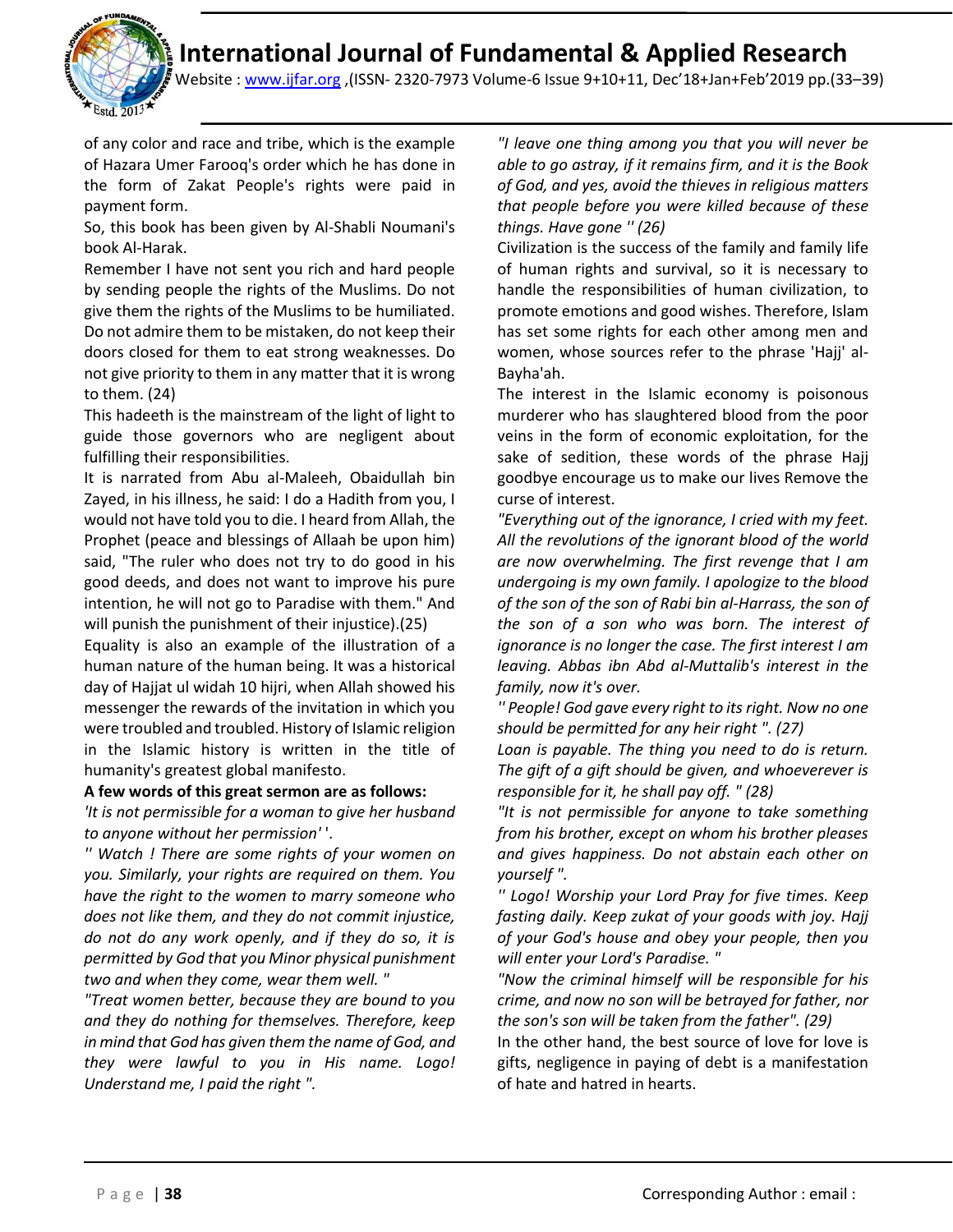of any color and race and tribe, which is the example of Hazara Umer Farooq's order which he has done in the form of Zakat People's rights were paid in payment form.

So, this book has been given by Al-Shabli Noumani's book Al-Harak.

Remember I have not sent you rich and hard people by sending people the rights of the Muslims. Do not give them the rights of the Muslims to be humiliated. Do not admire them to be mistaken, do not keep their doors closed for them to eat strong weaknesses. Do not give priority to them in any matter that it is wrong to them. (24)

This hadeeth is the mainstream of the light of light to guide those governors who are negligent about fulfilling their responsibilities.

It is narrated from Abu al-Maleeh, Obaidullah bin Zayed, in his illness, he said: I do a Hadith from you, I would not have told you to die. I heard from Allah, the Prophet (peace and blessings of Allaah be upon him) said, "The ruler who does not try to do good in his good deeds, and does not want to improve his pure intention, he will not go to Paradise with them." And will punish the punishment of their injustice).(25)

Equality is also an example of the illustration of a human nature of the human being. It was a historical day of Hajjat ul widah 10 hijri, when Allah showed his messenger the rewards of the invitation in which you were troubled and troubled. History of Islamic religion in the Islamic history is written in the title of humanity's greatest global manifesto.

**A few words of this great sermon are as follows:**

*'It is not permissible for a woman to give her husband to anyone without her permission''.*

*'' Watch ! There are some rights of your women on you. Similarly, your rights are required on them. You have the right to the women to marry someone who does not like them, and they do not commit injustice, do not do any work openly, and if they do so, it is permitted by God that you Minor physical punishment two and when they come, wear them well. "*

*"Treat women better, because they are bound to you and they do nothing for themselves. Therefore, keep in mind that God has given them the name of God, and they were lawful to you in His name. Logo! Understand me, I paid the right ".*

*"I leave one thing among you that you will never be able to go astray, if it remains firm, and it is the Book of God, and yes, avoid the thieves in religious matters that people before you were killed because of these things. Have gone '' (26)*

Civilization is the success of the family and family life of human rights and survival, so it is necessary to handle the responsibilities of human civilization, to promote emotions and good wishes. Therefore, Islam has set some rights for each other among men and women, whose sources refer to the phrase 'Hajj' al-Bayha'ah.

The interest in the Islamic economy is poisonous murderer who has slaughtered blood from the poor veins in the form of economic exploitation, for the sake of sedition, these words of the phrase Hajj goodbye encourage us to make our lives Remove the curse of interest.

*"Everything out of the ignorance, I cried with my feet. All the revolutions of the ignorant blood of the world are now overwhelming. The first revenge that I am undergoing is my own family. I apologize to the blood of the son of the son of Rabi bin al-Harrass, the son of the son of a son who was born. The interest of ignorance is no longer the case. The first interest I am leaving. Abbas ibn Abd al-Muttalib's interest in the family, now it's over.*

*'' People! God gave every right to its right. Now no one should be permitted for any heir right ". (27)*

*Loan is payable. The thing you need to do is return. The gift of a gift should be given, and whoeverever is responsible for it, he shall pay off. " (28)*

*"It is not permissible for anyone to take something from his brother, except on whom his brother pleases and gives happiness. Do not abstain each other on yourself ".*

*'' Logo! Worship your Lord Pray for five times. Keep fasting daily. Keep zukat of your goods with joy. Hajj of your God's house and obey your people, then you will enter your Lord's Paradise. "*

*"Now the criminal himself will be responsible for his crime, and now no son will be betrayed for father, nor the son's son will be taken from the father". (29)*

In the other hand, the best source of love for love is gifts, negligence in paying of debt is a manifestation of hate and hatred in hearts.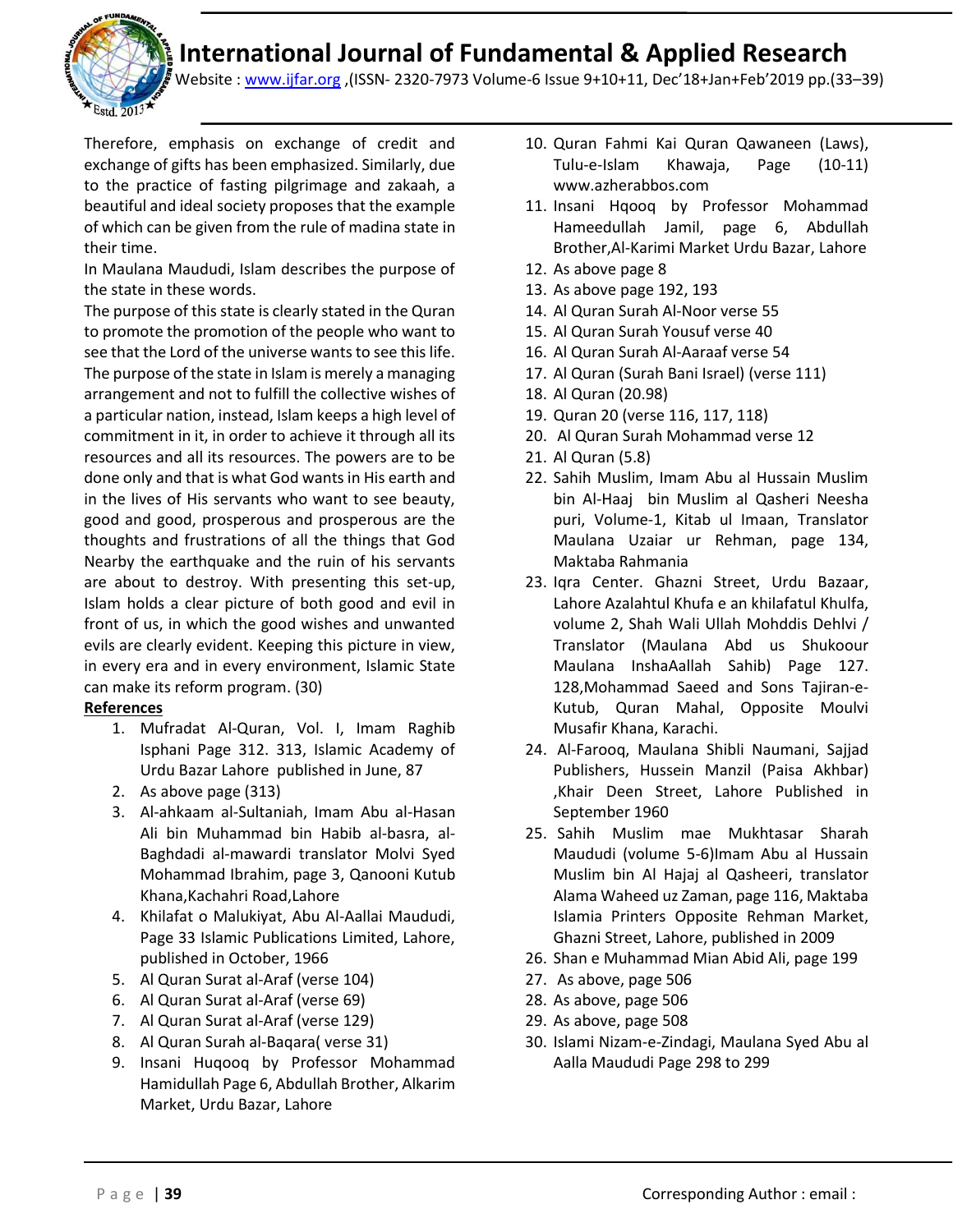Therefore, emphasis on exchange of credit and exchange of gifts has been emphasized. Similarly, due to the practice of fasting pilgrimage and zakaah, a beautiful and ideal society proposes that the example of which can be given from the rule of madina state in their time.

In Maulana Maudud, Islam describes the purpose of the state in these words.

The purpose of this state is clearly stated in the Quran to promote the promotion of the people who want to see that the Lord of the universe wants to see this life. The purpose of the state in Islam is merely a managing arrangement and not to fulfill the collective wishes of a particular nation, instead, Islam keeps a high level of commitment in it, in order to achieve it through all its resources and all its resources. The powers are to be done only and that is what God wants in His earth and in the lives of His servants who want to see beauty, good and good, prosperous and prosperous are the thoughts and frustrations of all the things that God Nearby the earthquake and the ruin of his servants are about to destroy. With presenting this set-up, Islam holds a clear picture of both good and evil in front of us, in which the good wishes and unwanted evils are clearly evident. Keeping this picture in view, in every era and in every environment, Islamic State can make its reform program. (30)

**References**

1. Mufradat Al-Quran, Vol. I, Imam Raghib Isphani Page 312. 313, Islamic Academy of Urdu Bazar Lahore published in June, 87
2. As above page (313)
3. Al-ahkaam al-Sultaniah, Imam Abu al-Hasan Ali bin Muhammad bin Habib al-basra, al-Baghdadi al-mawardi translator Molvi Syed Mohammad Ibrahim, page 3, Qanooni Kutub Khana,Kachahri Road,Lahore
4. Khilafat o Malukiyat, Abu Al-Aallai Maududi, Page 33 Islamic Publications Limited, Lahore, published in October, 1966
5. Al Quran Surat al-Araf (verse 104)
6. Al Quran Surat al-Araf (verse 69)
7. Al Quran Surat al-Araf (verse 129)
8. Al Quran Surah al-Baqara( verse 31)
9. Insani Huqooq by Professor Mohammad Hamidullah Page 6, Abdullah Brother, Alkarim Market, Urdu Bazar, Lahore
10. Quran Fahmi Kai Quran Qawaneen (Laws), Tulu-e-Islam Khawaja, Page (10-11) www.azherabbos.com
11. Insani Hqooq by Professor Mohammad Hameedullah Jamil, page 6, Abdullah Brother,Al-Karimi Market Urdu Bazar, Lahore
12. As above page 8
13. As above page 192, 193
14. Al Quran Surah Al-Noor verse 55
15. Al Quran Surah Yousuf verse 40
16. Al Quran Surah Al-Aaraaf verse 54
17. Al Quran (Surah Bani Israel) (verse 111)
18. Al Quran (20.98)
19. Quran 20 (verse 116, 117, 118)
20. Al Quran Surah Mohammad verse 12
21. Al Quran (5.8)
22. Sahih Muslim, Imam Abu al Hussain Muslim bin Al-Haaj bin Muslim al Qasheri Neesha puri, Volume-1, Kitab ul Imaan, Translator Maulana Uzaiar ur Rehman, page 134, Maktaba Rahmania
23. Iqra Center. Ghazni Street, Urdu Bazaar, Lahore Azalahtul Khufa e an khilafatul Khulfa, volume 2, Shah Wali Ullah Mohddis Dehlvi / Translator (Maulana Abd us Shukoour Maulana InshaAallah Sahib) Page 127. 128,Mohammad Saeed and Sons Tajiran-e-Kutub, Quran Mahal, Opposite Moulvi Musafir Khana, Karachi.
24. Al-Farooq, Maulana Shibli Naumani, Sajjad Publishers, Hussein Manzil (Paisa Akhbar) ,Khair Deen Street, Lahore Published in September 1960
25. Sahih Muslim mae Mukhtasar Sharah Maududi (volume 5-6)Imam Abu al Hussain Muslim bin Al Hajaj al Qasheeri, translator Alama Waheed uz Zaman, page 116, Maktaba Islamia Printers Opposite Rehman Market, Ghazni Street, Lahore, published in 2009
26. Shan e Muhammad Mian Abid Ali, page 199
27. As above, page 506
28. As above, page 506
29. As above, page 508
30. Islami Nizam-e-Zindagi, Maulana Syed Abu al Aalla Maududi Page 298 to 299